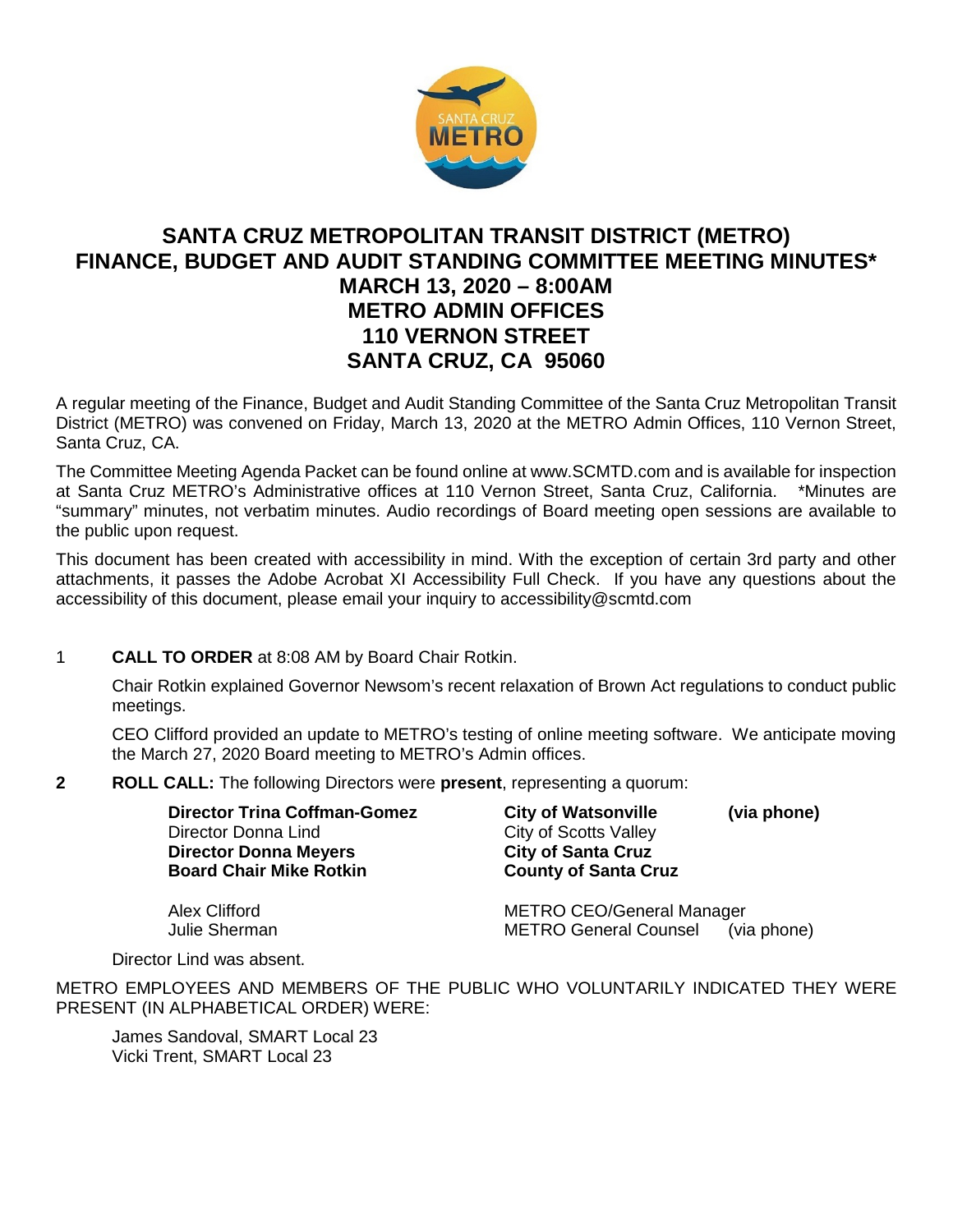# SANTA CRUZ METROPOLITAN TRANSIT DISTRICT (METRO) FINANCE, BUDGET AND AUDIT STANDING COMMITTEE MEETING MINUTES* MARCH 13, 2020 – 8:00AM METRO ADMIN OFFICES 110 VERNON STREET SANTA CRUZ, CA 95060

A regular meeting of the Finance, Budget and Audit Standing Committee of the Santa Cruz Metropolitan Transit District (METRO) was convened on Friday, March 13, 2020 at the METRO Admin Offices, 110 Vernon Street, Santa Cruz, CA.

The Committee Meeting Agenda Packet can be found online at www.SCMTD.com and is available for inspection at Santa Cruz METRO's Administrative offices at 110 Vernon Street, Santa Cruz, California. *Minutes are "summary" minutes, not verbatim minutes. Audio recordings of Board meeting open sessions are available to the public upon request.

This document has been created with accessibility in mind. With the exception of certain 3rd party and other attachments, it passes the Adobe Acrobat XI Accessibility Full Check. If you have any questions about the accessibility of this document, please email your inquiry to accessibility@scmtd.com

1 **CALL TO ORDER** at 8:08 AM by Board Chair Rotkin.

Chair Rotkin explained Governor Newsom's recent relaxation of Brown Act regulations to conduct public meetings.

CEO Clifford provided an update to METRO's testing of online meeting software. We anticipate moving the March 27, 2020 Board meeting to METRO's Admin offices.

**2 ROLL CALL:** The following Directors were **present**, representing a quorum:

| | | |
|---|---|---|
| **Director Trina Coffman-Gomez** | **City of Watsonville** | **(via phone)** |
| Director Donna Lind | City of Scotts Valley | |
| **Director Donna Meyers** | **City of Santa Cruz** | |
| **Board Chair Mike Rotkin** | **County of Santa Cruz** | |
| Alex Clifford | METRO CEO/General Manager | |
| Julie Sherman | METRO General Counsel | (via phone) |

Director Lind was absent.

METRO EMPLOYEES AND MEMBERS OF THE PUBLIC WHO VOLUNTARILY INDICATED THEY WERE PRESENT (IN ALPHABETICAL ORDER) WERE:

James Sandoval, SMART Local 23
Vicki Trent, SMART Local 23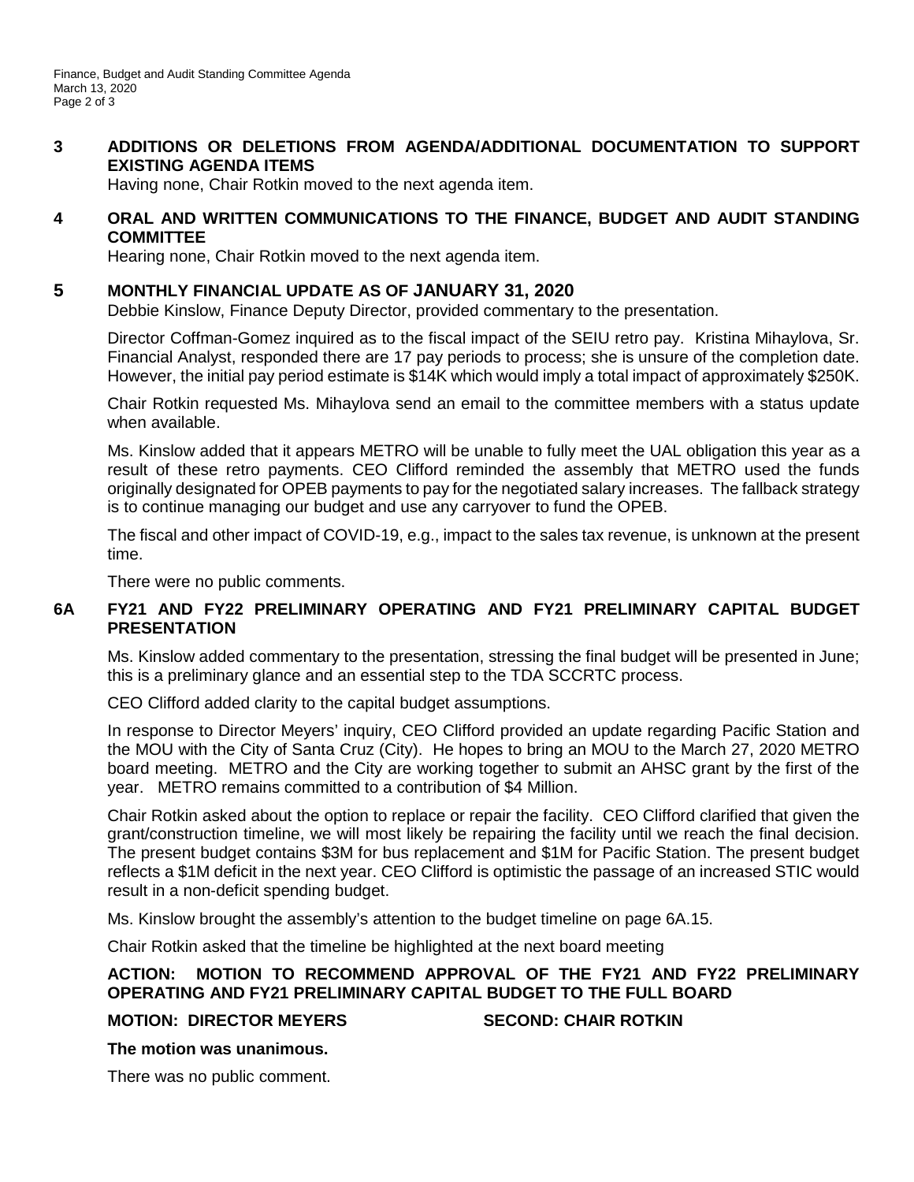## 3 ADDITIONS OR DELETIONS FROM AGENDA/ADDITIONAL DOCUMENTATION TO SUPPORT EXISTING AGENDA ITEMS

Having none, Chair Rotkin moved to the next agenda item.

## 4 ORAL AND WRITTEN COMMUNICATIONS TO THE FINANCE, BUDGET AND AUDIT STANDING COMMITTEE

Hearing none, Chair Rotkin moved to the next agenda item.

## 5 MONTHLY FINANCIAL UPDATE AS OF JANUARY 31, 2020

Debbie Kinslow, Finance Deputy Director, provided commentary to the presentation.

Director Coffman-Gomez inquired as to the fiscal impact of the SEIU retro pay. Kristina Mihaylova, Sr. Financial Analyst, responded there are 17 pay periods to process; she is unsure of the completion date. However, the initial pay period estimate is $14K which would imply a total impact of approximately $250K.

Chair Rotkin requested Ms. Mihaylova send an email to the committee members with a status update when available.

Ms. Kinslow added that it appears METRO will be unable to fully meet the UAL obligation this year as a result of these retro payments. CEO Clifford reminded the assembly that METRO used the funds originally designated for OPEB payments to pay for the negotiated salary increases. The fallback strategy is to continue managing our budget and use any carryover to fund the OPEB.

The fiscal and other impact of COVID-19, e.g., impact to the sales tax revenue, is unknown at the present time.

There were no public comments.

## 6A FY21 AND FY22 PRELIMINARY OPERATING AND FY21 PRELIMINARY CAPITAL BUDGET PRESENTATION

Ms. Kinslow added commentary to the presentation, stressing the final budget will be presented in June; this is a preliminary glance and an essential step to the TDA SCCRTC process.

CEO Clifford added clarity to the capital budget assumptions.

In response to Director Meyers' inquiry, CEO Clifford provided an update regarding Pacific Station and the MOU with the City of Santa Cruz (City). He hopes to bring an MOU to the March 27, 2020 METRO board meeting. METRO and the City are working together to submit an AHSC grant by the first of the year. METRO remains committed to a contribution of $4 Million.

Chair Rotkin asked about the option to replace or repair the facility. CEO Clifford clarified that given the grant/construction timeline, we will most likely be repairing the facility until we reach the final decision. The present budget contains $3M for bus replacement and $1M for Pacific Station. The present budget reflects a $1M deficit in the next year. CEO Clifford is optimistic the passage of an increased STIC would result in a non-deficit spending budget.

Ms. Kinslow brought the assembly's attention to the budget timeline on page 6A.15.

Chair Rotkin asked that the timeline be highlighted at the next board meeting

**ACTION: MOTION TO RECOMMEND APPROVAL OF THE FY21 AND FY22 PRELIMINARY OPERATING AND FY21 PRELIMINARY CAPITAL BUDGET TO THE FULL BOARD**

**MOTION: DIRECTOR MEYERS** **SECOND: CHAIR ROTKIN**

**The motion was unanimous.**

There was no public comment.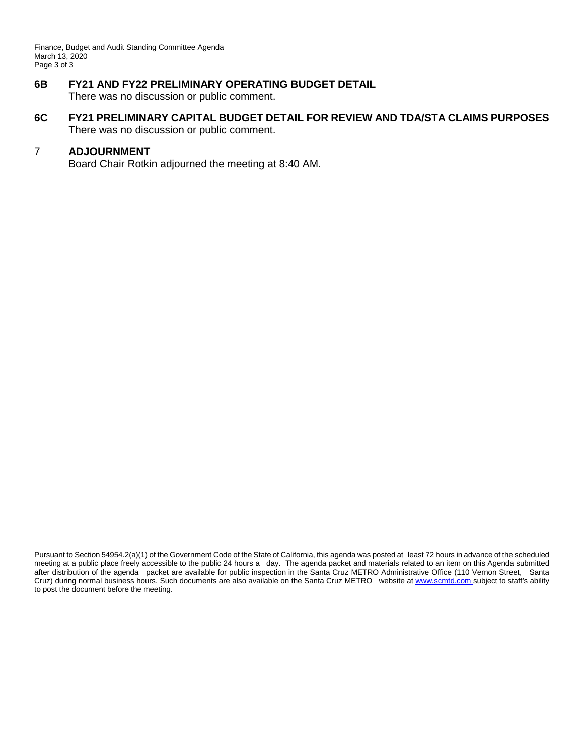## 6B FY21 AND FY22 PRELIMINARY OPERATING BUDGET DETAIL

There was no discussion or public comment.

## 6C FY21 PRELIMINARY CAPITAL BUDGET DETAIL FOR REVIEW AND TDA/STA CLAIMS PURPOSES

There was no discussion or public comment.

## 7 ADJOURNMENT

Board Chair Rotkin adjourned the meeting at 8:40 AM.

Pursuant to Section 54954.2(a)(1) of the Government Code of the State of California, this agenda was posted at least 72 hours in advance of the scheduled meeting at a public place freely accessible to the public 24 hours a day. The agenda packet and materials related to an item on this Agenda submitted after distribution of the agenda packet are available for public inspection in the Santa Cruz METRO Administrative Office (110 Vernon Street, Santa Cruz) during normal business hours. Such documents are also available on the Santa Cruz METRO website at www.scmtd.com subject to staff's ability to post the document before the meeting.